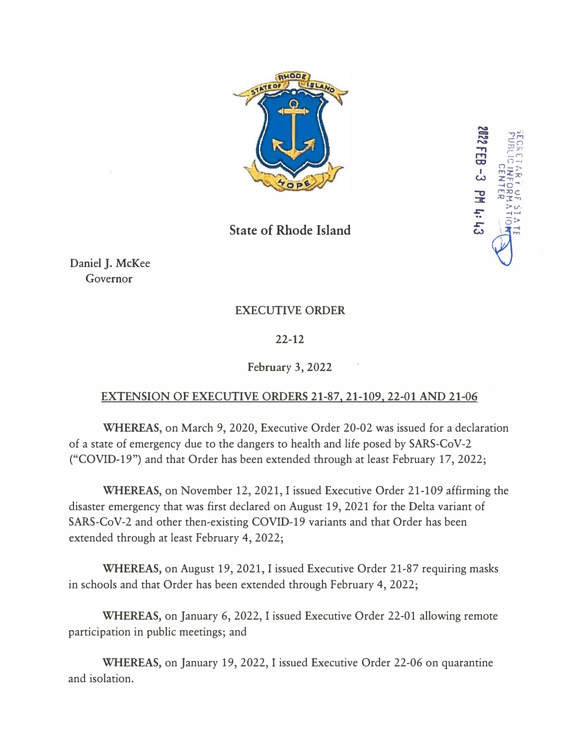State of Rhode Island

Daniel J. McKee
Governor

EXECUTIVE ORDER

22-12

February 3, 2022

**EXTENSION OF EXECUTIVE ORDERS 21-87, 21-109, 22-01 AND 21-06**

**WHEREAS,** on March 9, 2020, Executive Order 20-02 was issued for a declaration of a state of emergency due to the dangers to health and life posed by SARS-CoV-2 ("COVID-19") and that Order has been extended through at least February 17, 2022;

**WHEREAS,** on November 12, 2021, I issued Executive Order 21-109 affirming the disaster emergency that was first declared on August 19, 2021 for the Delta variant of SARS-CoV-2 and other then-existing COVID-19 variants and that Order has been extended through at least February 4, 2022;

**WHEREAS,** on August 19, 2021, I issued Executive Order 21-87 requiring masks in schools and that Order has been extended through February 4, 2022;

**WHEREAS,** on January 6, 2022, I issued Executive Order 22-01 allowing remote participation in public meetings; and

**WHEREAS,** on January 19, 2022, I issued Executive Order 22-06 on quarantine and isolation.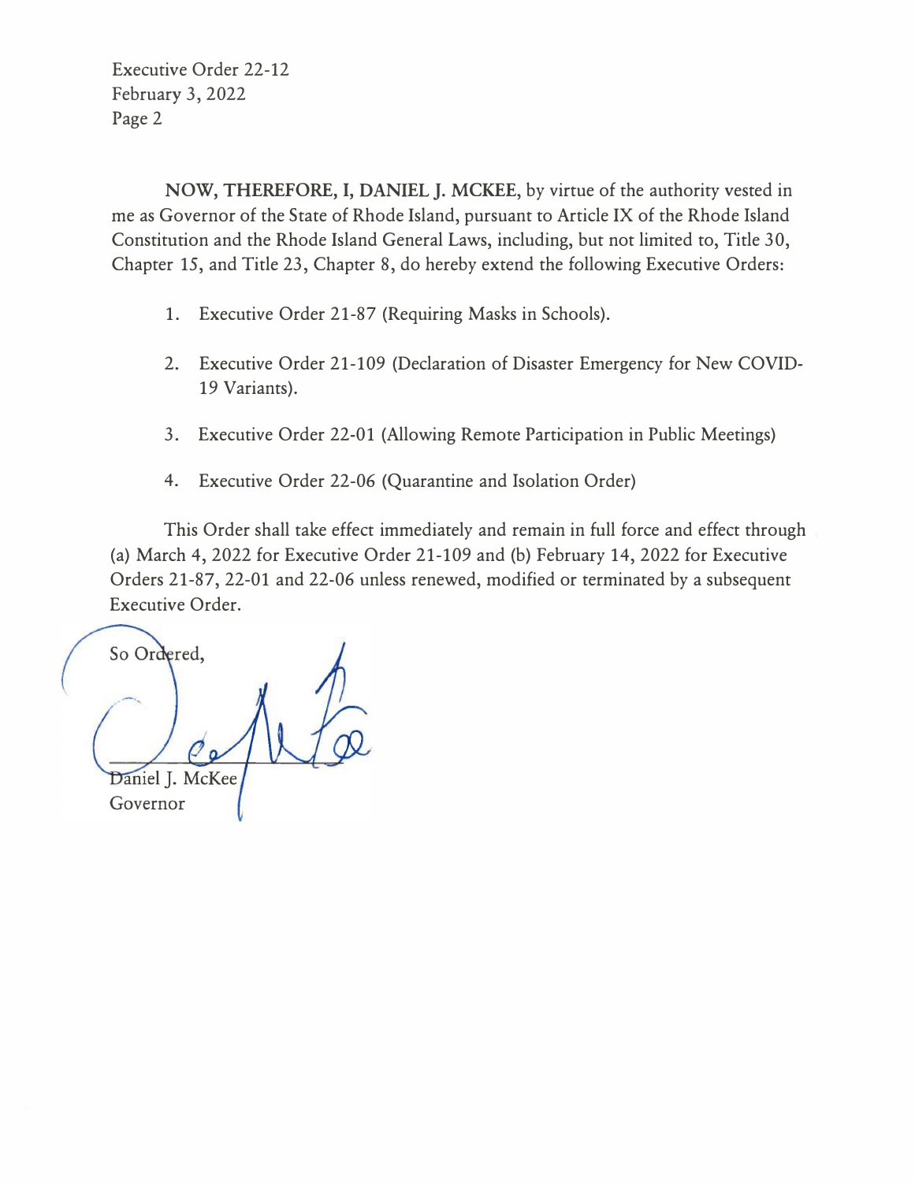**NOW, THEREFORE, I, DANIEL J. MCKEE,** by virtue of the authority vested in me as Governor of the State of Rhode Island, pursuant to Article IX of the Rhode Island Constitution and the Rhode Island General Laws, including, but not limited to, Title 30, Chapter 15, and Title 23, Chapter 8, do hereby extend the following Executive Orders:

1. Executive Order 21-87 (Requiring Masks in Schools).

2. Executive Order 21-109 (Declaration of Disaster Emergency for New COVID-19 Variants).

3. Executive Order 22-01 (Allowing Remote Participation in Public Meetings)

4. Executive Order 22-06 (Quarantine and Isolation Order)

This Order shall take effect immediately and remain in full force and effect through (a) March 4, 2022 for Executive Order 21-109 and (b) February 14, 2022 for Executive Orders 21-87, 22-01 and 22-06 unless renewed, modified or terminated by a subsequent Executive Order.

So Ordered,

Daniel J. McKee
Governor